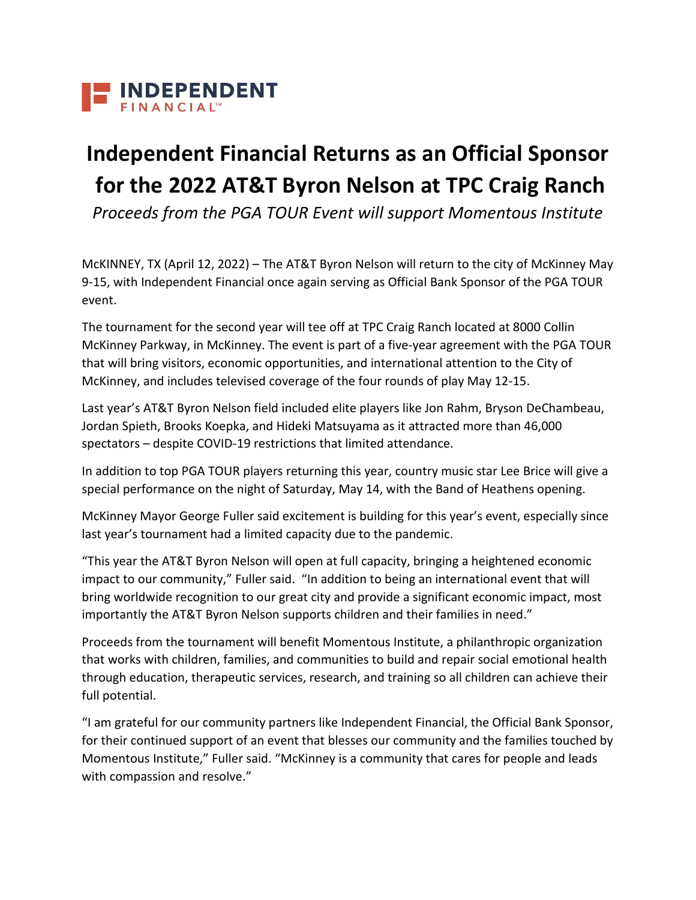INDEPENDENT FINANCIAL™

# Independent Financial Returns as an Official Sponsor for the 2022 AT&T Byron Nelson at TPC Craig Ranch

*Proceeds from the PGA TOUR Event will support Momentous Institute*

McKINNEY, TX (April 12, 2022) – The AT&T Byron Nelson will return to the city of McKinney May 9-15, with Independent Financial once again serving as Official Bank Sponsor of the PGA TOUR event.

The tournament for the second year will tee off at TPC Craig Ranch located at 8000 Collin McKinney Parkway, in McKinney. The event is part of a five-year agreement with the PGA TOUR that will bring visitors, economic opportunities, and international attention to the City of McKinney, and includes televised coverage of the four rounds of play May 12-15.

Last year's AT&T Byron Nelson field included elite players like Jon Rahm, Bryson DeChambeau, Jordan Spieth, Brooks Koepka, and Hideki Matsuyama as it attracted more than 46,000 spectators – despite COVID-19 restrictions that limited attendance.

In addition to top PGA TOUR players returning this year, country music star Lee Brice will give a special performance on the night of Saturday, May 14, with the Band of Heathens opening.

McKinney Mayor George Fuller said excitement is building for this year's event, especially since last year's tournament had a limited capacity due to the pandemic.

"This year the AT&T Byron Nelson will open at full capacity, bringing a heightened economic impact to our community," Fuller said. "In addition to being an international event that will bring worldwide recognition to our great city and provide a significant economic impact, most importantly the AT&T Byron Nelson supports children and their families in need."

Proceeds from the tournament will benefit Momentous Institute, a philanthropic organization that works with children, families, and communities to build and repair social emotional health through education, therapeutic services, research, and training so all children can achieve their full potential.

"I am grateful for our community partners like Independent Financial, the Official Bank Sponsor, for their continued support of an event that blesses our community and the families touched by Momentous Institute," Fuller said. "McKinney is a community that cares for people and leads with compassion and resolve."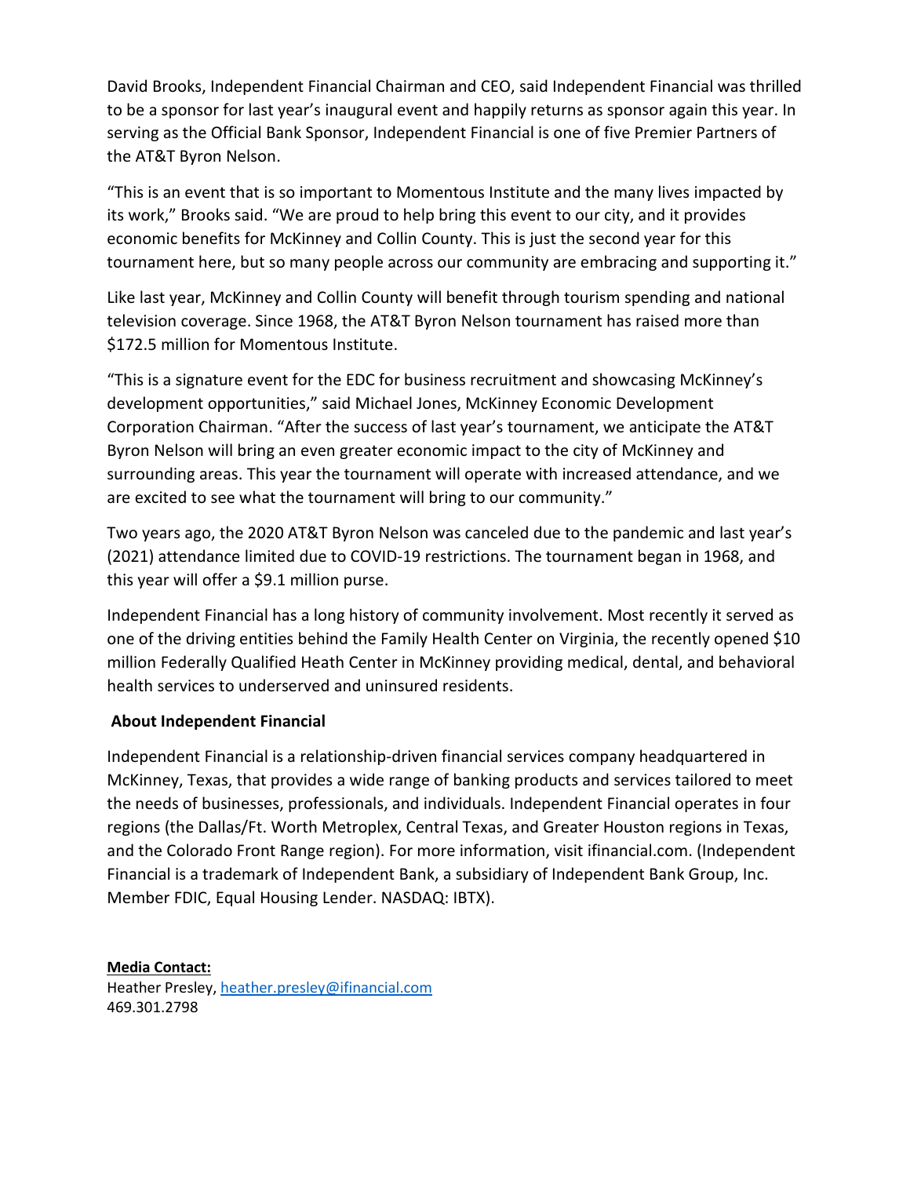David Brooks, Independent Financial Chairman and CEO, said Independent Financial was thrilled to be a sponsor for last year's inaugural event and happily returns as sponsor again this year. In serving as the Official Bank Sponsor, Independent Financial is one of five Premier Partners of the AT&T Byron Nelson.

"This is an event that is so important to Momentous Institute and the many lives impacted by its work," Brooks said. "We are proud to help bring this event to our city, and it provides economic benefits for McKinney and Collin County. This is just the second year for this tournament here, but so many people across our community are embracing and supporting it."

Like last year, McKinney and Collin County will benefit through tourism spending and national television coverage. Since 1968, the AT&T Byron Nelson tournament has raised more than $172.5 million for Momentous Institute.

"This is a signature event for the EDC for business recruitment and showcasing McKinney's development opportunities," said Michael Jones, McKinney Economic Development Corporation Chairman. "After the success of last year's tournament, we anticipate the AT&T Byron Nelson will bring an even greater economic impact to the city of McKinney and surrounding areas. This year the tournament will operate with increased attendance, and we are excited to see what the tournament will bring to our community."

Two years ago, the 2020 AT&T Byron Nelson was canceled due to the pandemic and last year's (2021) attendance limited due to COVID-19 restrictions. The tournament began in 1968, and this year will offer a $9.1 million purse.

Independent Financial has a long history of community involvement. Most recently it served as one of the driving entities behind the Family Health Center on Virginia, the recently opened $10 million Federally Qualified Heath Center in McKinney providing medical, dental, and behavioral health services to underserved and uninsured residents.

**About Independent Financial**

Independent Financial is a relationship-driven financial services company headquartered in McKinney, Texas, that provides a wide range of banking products and services tailored to meet the needs of businesses, professionals, and individuals. Independent Financial operates in four regions (the Dallas/Ft. Worth Metroplex, Central Texas, and Greater Houston regions in Texas, and the Colorado Front Range region). For more information, visit ifinancial.com. (Independent Financial is a trademark of Independent Bank, a subsidiary of Independent Bank Group, Inc. Member FDIC, Equal Housing Lender. NASDAQ: IBTX).

**Media Contact:**
Heather Presley, heather.presley@ifinancial.com
469.301.2798